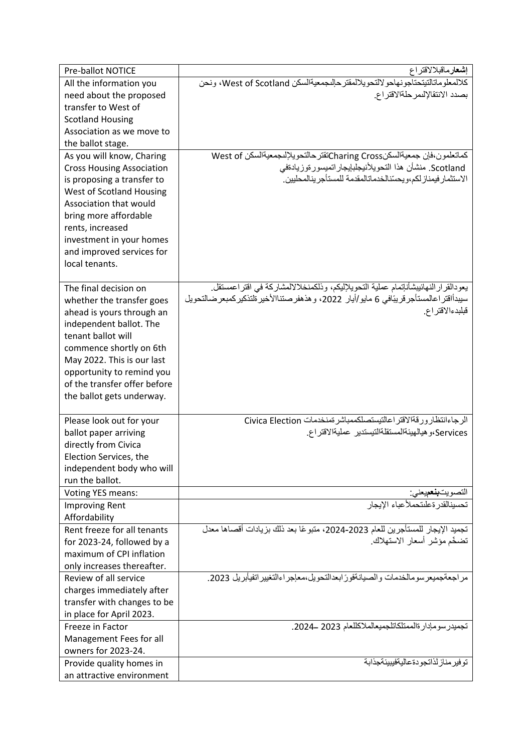| Pre-ballot NOTICE | **إشعار**ماقبلالاقتراع |
|---|---|
| All the information you need about the proposed transfer to West of Scotland Housing Association as we move to the ballot stage. | كلالمعلوماتالتيتحتاجونهاحولالتحويلالمقترحإلىجمعيةالسكن West of Scotland، ونحن بصدد الانتقالإلىمرحلةالاقتراع. |
| As you will know, Charing Cross Housing Association is proposing a transfer to West of Scotland Housing Association that would bring more affordable rents, increased investment in your homes and improved services for local tenants. | كماتعلمون،فإن جمعيةالسكنCharing Crossتقترحالتحويلإلىجمعيةالسكن West of Scotland. منشأن هذا التحويلأنيجلبإيجاراتميسورةوزيادةفي الاستثمارفيمنازلكم،ويحسنالخدماتالمقدمة للمستأجرينالمحليين. |
| The final decision on whether the transfer goes ahead is yours through an independent ballot. The tenant ballot will commence shortly on 6th May 2022. This is our last opportunity to remind you of the transfer offer before the ballot gets underway. | يعودالقرارالنهائيبشأنإتمام عملية التحويلإليكم، وذلكمنخلالالمشاركة في اقتراعمستقل. سيبدأاقتراعالمستأجرقريبًافي 6 مايو/أيار 2022، وهذهفرصتناالأخيرةلتذكيركمبعرضالتحويل قبلبدءالاقتراع. |
| Please look out for your ballot paper arriving directly from Civica Election Services, the independent body who will run the ballot. | الرجاءانتظارورقةالاقتراعالتيستصلكممباشرةمنخدمات Civica Election Services،وهيالهيئةالمستقلةالتيستدير عمليةالاقتراع. |
| Voting YES means: | التصويت**بنعم**يعني: |
| Improving Rent Affordability | تحسينالقدرةعلىتحملأعباء الإيجار |
| Rent freeze for all tenants for 2023-24, followed by a maximum of CPI inflation only increases thereafter. | تجميد الإيجار للمستأجرين للعام 2023-2024، متبوعًا بعد ذلك بزيادات أقصاها معدل تضخّم مؤشر أسعار الاستهلاك. |
| Review of all service charges immediately after transfer with changes to be in place for April 2023. | مراجعةجميعرسومالخدمات والصيانةفورًابعدالتحويل،معإجراءالتغييراتفيأبريل 2023. |
| Freeze in Factor Management Fees for all owners for 2023-24. | تجميدرسومإدارةالممتلكاتلجميعالملاكللعام 2023 –2024. |
| Provide quality homes in an attractive environment | توفيرمنازلذاتجودةعاليةفيبيئةجذابة |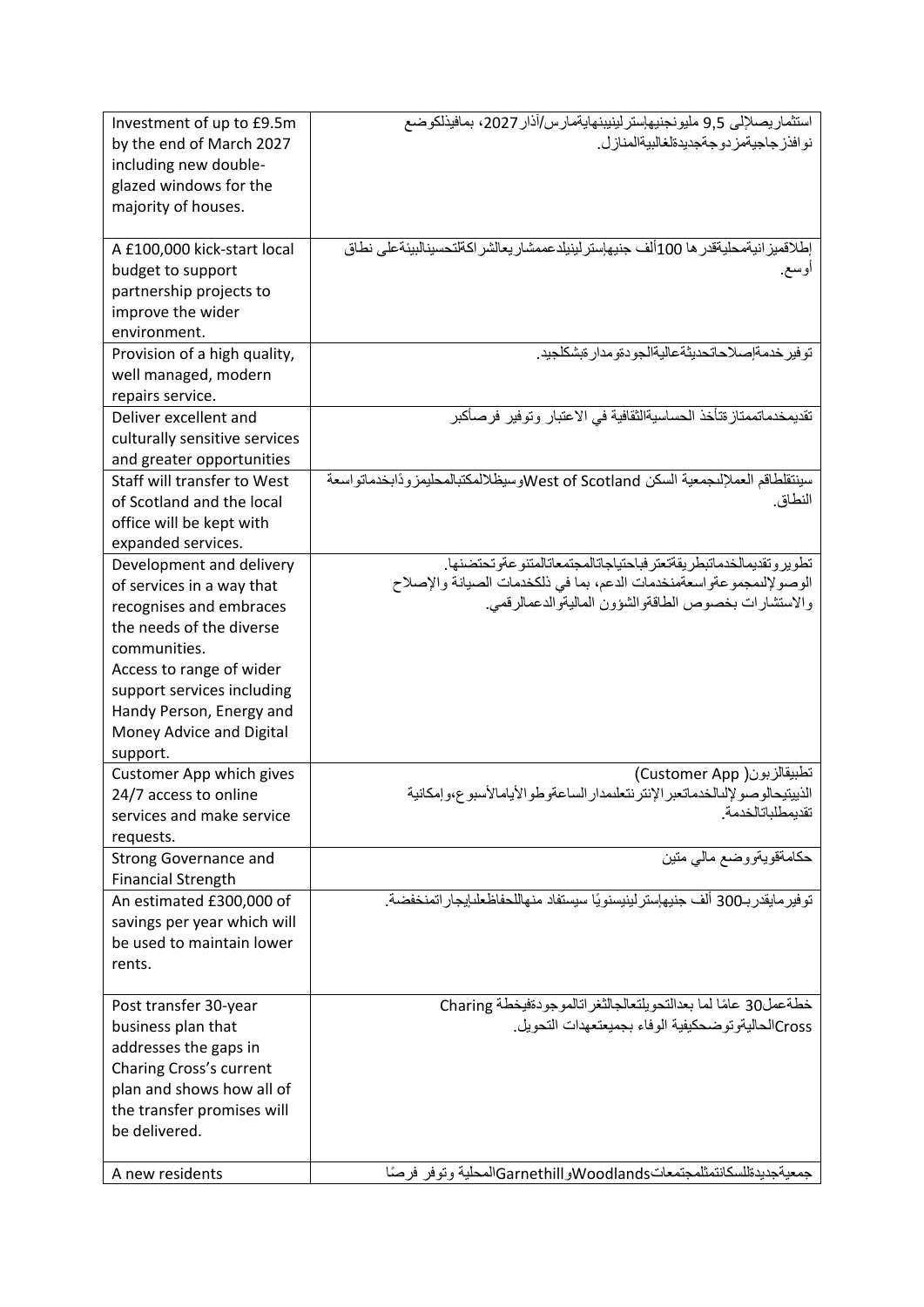| | |
|---|---|
| Investment of up to £9.5m by the end of March 2027 including new double-glazed windows for the majority of houses. | استثماريصلإلى 9,5 مليونجنيهإسترلينيبنهايةمارس/آذار2027، بمافيذلكوضع نوافذزجاجيةمزدوجةجديدةلغالبيةالمنازل. |
| A £100,000 kick-start local budget to support partnership projects to improve the wider environment. | إطلاقميزانيةمحليةتقدرها 100ألف جنيهإسترلينيلدعممشاريعالشراكةلتحسينالبيئةعلى نطاق أوسع. |
| Provision of a high quality, well managed, modern repairs service. | توفيرخدمةإصلاحاتحديثةعاليةالجودةومدارةبشكلجيد. |
| Deliver excellent and culturally sensitive services and greater opportunities | تقديمخدماتممتازةتأخذ الحساسيةالثقافية في الاعتبار وتوفير فرصأكبر |
| Staff will transfer to West of Scotland and the local office will be kept with expanded services. | سينتقلطاقم العملإلىجمعية السكن West of Scotlandوسيظلالمكتبالمحليمزودًابخدماتواسعة النطاق. |
| Development and delivery of services in a way that recognises and embraces the needs of the diverse communities.<br>Access to range of wider support services including Handy Person, Energy and Money Advice and Digital support. | تطويروتقديمالخدماتبطريقةتعترفباحتياجاتالمجتمعاتالمتنوعةوتحتضنها.<br>الوصولإلىمجموعةواسعةمنخدمات الدعم، بما في ذلكخدمات الصيانة والإصلاح والاستشارات بخصوص الطاقةوالشؤون الماليةوالدعمالرقمي. |
| Customer App which gives 24/7 access to online services and make service requests. | تطبيقالزبون( Customer App) الذييتيحالوصولإلىالخدماتعبرالإنترنتعلمدارالساعةوطوالأيامالأسبوع،وإمكانية تقديمطلباتالخدمة. |
| Strong Governance and Financial Strength | حكامةقويةووضع مالي متين |
| An estimated £300,000 of savings per year which will be used to maintain lower rents. | توفيرمايقدربـ300 ألف جنيهإسترلينيسنويًا سيستفاد منهاللحفاظعلىإيجاراتمنخفضة. |
| Post transfer 30-year business plan that addresses the gaps in Charing Cross's current plan and shows how all of the transfer promises will be delivered. | خطةعمل30 عامًا لما بعدالتحويلتعالجالثغراتالموجودةفيخطة Charing Crossالحاليةوتوضحكيفية الوفاء بجميعتعهدات التحويل. |
| A new residents | جمعيةجديدةللسكانتمثلمجتمعاتWoodlandsوGarnethillالمحلية وتوفر فرصًا |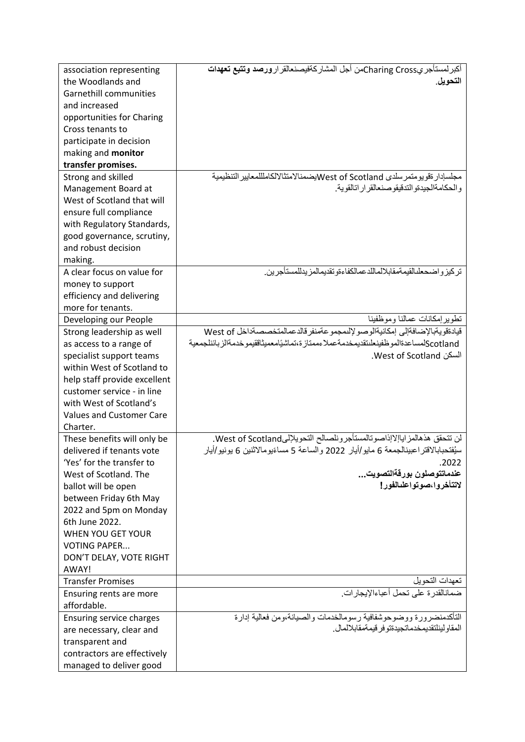| association representing the Woodlands and Garnethill communities and increased opportunities for Charing Cross tenants to participate in decision making and **monitor transfer promises.** | أكبرلمستأجريCharing Crossمن أجل المشاركةفيصنعالقرار**ورصد وتتبع تعهدات التحويل**. |
|---|---|
| Strong and skilled Management Board at West of Scotland that will ensure full compliance with Regulatory Standards, good governance, scrutiny, and robust decision making. | مجلسإدارةقويومتمرسلدى West of Scotlandيضمنالامتثالالكامللمعايير التنظيمية والحكمةالجيدةو التدقيقوصنعالقراراتالقوية. |
| A clear focus on value for money to support efficiency and delivering more for tenants. | تركيزواضحعلىالقيمةمقابلالمالللدعمالكفاءةوتقديمالمزيدللمستأجرين. |
| Developing our People | تطوير إمكانات عمالنا وموظفينا |
| Strong leadership as well as access to a range of specialist support teams within West of Scotland to help staff provide excellent customer service - in line with West of Scotland's Values and Customer Care Charter. | قيادةقويةبالإضافةإلى إمكانيةالوصولإلىمجموعةمنفرقالدعمالمتخصصةداخل West of Scotlandلمساعدةالموظفينعلىتقديمخدمةعملاءممتازة،تماشيًامعميثاققيموخدمةالزبائنلجمعية السكن West of Scotland. |
| These benefits will only be delivered if tenants vote 'Yes' for the transfer to West of Scotland. The ballot will be open between Friday 6th May 2022 and 5pm on Monday 6th June 2022.<br>WHEN YOU GET YOUR VOTING PAPER...<br>DON'T DELAY, VOTE RIGHT AWAY! | لن تتحقق هذهالمزاياإلاإذاصوتالمستأجرونلصالح التحويلإلىWest of Scotland. سيُفتحبابالاقتراعبينالجمعة 6 مايو/أيار 2022 والساعة 5 مساءًيومالاثنين 6 يونيو/أيار 2022.<br>**عندماتتوصلون بورقةالتصويت...**<br>**لاتتأخروا،صوتواعلىالفور!** |
| Transfer Promises | تعهدات التحويل |
| Ensuring rents are more affordable. | ضمانالقدرة على تحمل أعباءالإيجارات. |
| Ensuring service charges are necessary, clear and transparent and contractors are effectively managed to deliver good | التأكدمنضرورة ووضوحوشفافية رسومالخدمات والصيانة،ومن فعالية إدارة المقاولينلتقديمخدماتجيدةتوفرقيمةمقابلالمال. |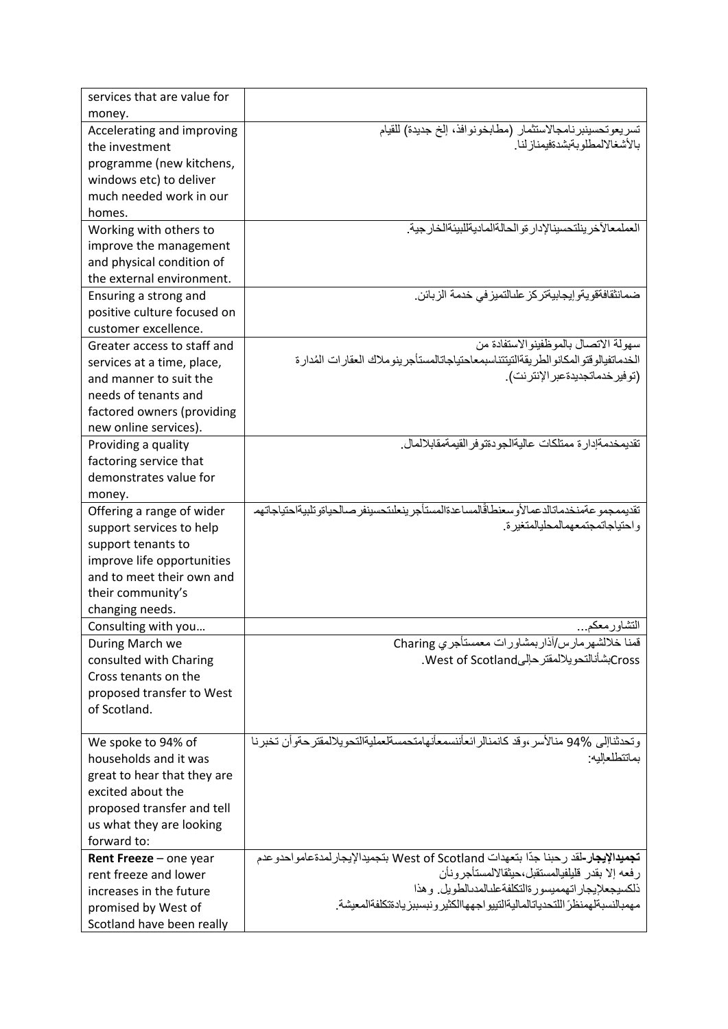| | |
|---|---|
| services that are value for money. | |
| Accelerating and improving the investment programme (new kitchens, windows etc) to deliver much needed work in our homes. | تسريعوتحسينبرنامجالاستثمار (مطابخونوافذ، إلخ جديدة) للقيام بالأشغالالمطلوبةبشدةفيمنازلنا. |
| Working with others to improve the management and physical condition of the external environment. | العملمعالآخرينلتحسينالإدارةوالحالةالماديةللبيئةالخارجية. |
| Ensuring a strong and positive culture focused on customer excellence. | ضمانثقافةقويةوإيجابيةتركزعلىالتميزفي خدمة الزبائن. |
| Greater access to staff and services at a time, place, and manner to suit the needs of tenants and factored owners (providing new online services). | سهولة الاتصال بالموظفينوالاستفادة من الخدماتفيالوقتوالمكانوالطريقةالتيتتناسبمعاحتياجاتالمستأجرينوملاك العقارات المُدارة (توفيرخدماتجديدةعبرالإنترنت). |
| Providing a quality factoring service that demonstrates value for money. | تقديمخدمةإدارة ممتلكات عاليةالجودةتوفرالقيمةمقابلالمال. |
| Offering a range of wider support services to help support tenants to improve life opportunities and to meet their own and their community's changing needs. | تقديممجموعةمنخدماتالدعمالأوسعنطاقًالمساعدةالمستأجرينعلىتحسينفرصالحياةوتلبيةاحتياجاتهم واحتياجاتمجتمعهمالمحليالمتغيرة. |
| Consulting with you… | التشاورمعكم... |
| During March we consulted with Charing Cross tenants on the proposed transfer to West of Scotland. | قمنا خلالشهرمارس/آذاربمشاورات معمستأجري Charing CrossبشأنالتحويلالمقترحإلىWest of Scotland. |
| We spoke to 94% of households and it was great to hear that they are excited about the proposed transfer and tell us what they are looking forward to: | وتحدثناإلى 94% منالأسر،وقد كانمنالرائعأننسمعأنهامتحمسةلعمليةالتحويلالمقترحةوأن تخبرنا بماتتطلعإليه: |
| **Rent Freeze** – one year rent freeze and lower increases in the future promised by West of Scotland have been really | **تجميدالإيجار**-لقد رحبنا جدًا بتعهدات West of Scotland بتجميدالإيجارلمدةعامواحدوعدم رفعه إلا بقدر قليلفيالمستقبل،حيثقالالمستأجرونأن ذلكسيجعلإيجاراتهمميسورةالتكلفةعلىالمدىالطويل. وهذا مهمبالنسبةلهمنظرًاللتحدياتالماليةالتييواجههاالكثيرونبسببزيادةتكلفةالمعيشة. |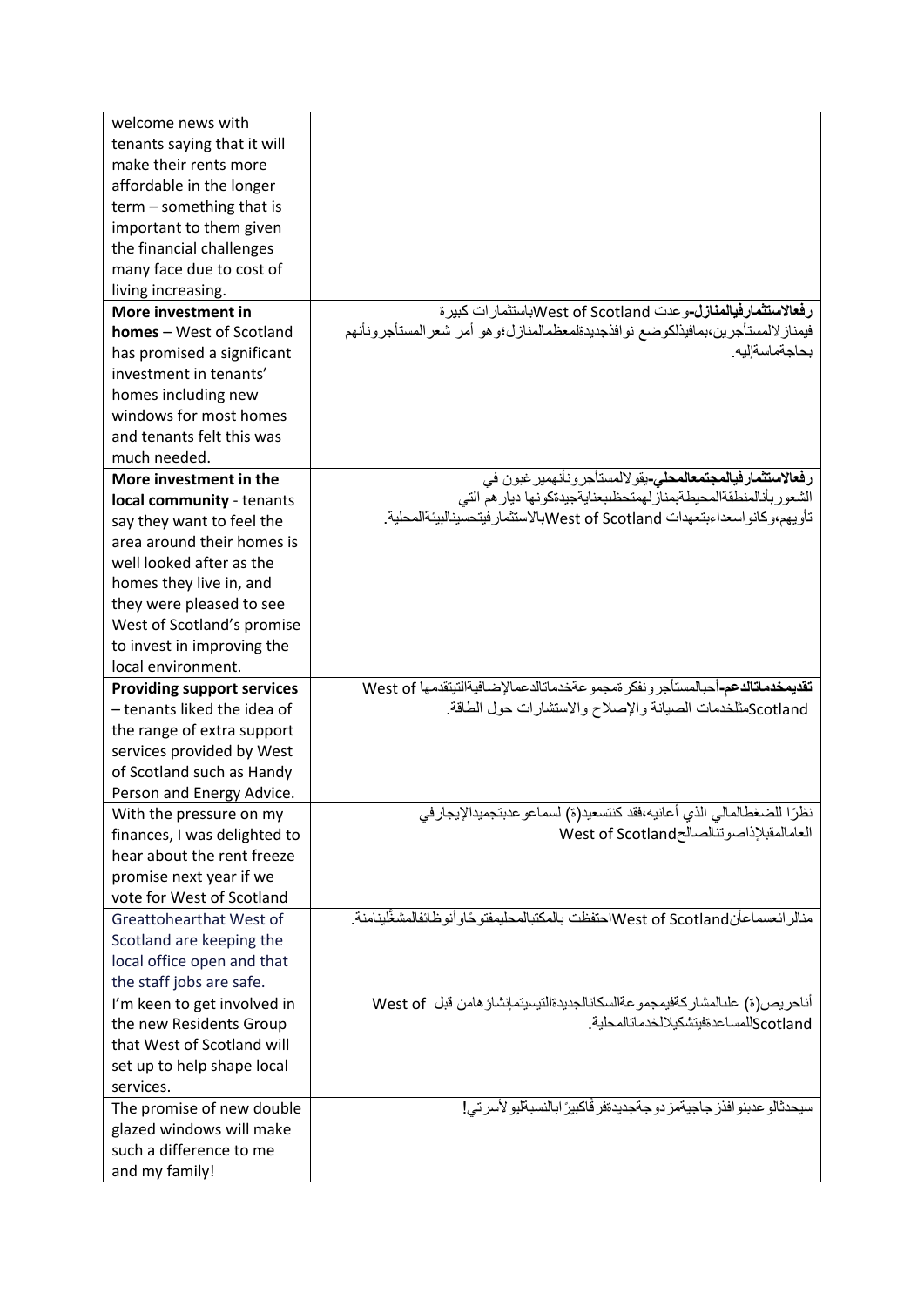| | |
|---|---|
| welcome news with tenants saying that it will make their rents more affordable in the longer term – something that is important to them given the financial challenges many face due to cost of living increasing. | |
| **More investment in homes** – West of Scotland has promised a significant investment in tenants' homes including new windows for most homes and tenants felt this was much needed. | **رفعالاستثمارفيالمنازل**-وعدت West of Scotland باستثمارات كبيرة فيمنازلالمستأجرين،بمافيذلكوضع نوافذجديدةلمعظمالمنازل؛وهو أمر شعرالمستأجرونأنهم بحاجةماسةإليه. |
| **More investment in the local community** - tenants say they want to feel the area around their homes is well looked after as the homes they live in, and they were pleased to see West of Scotland's promise to invest in improving the local environment. | **رفعالاستثمارفيالمجتمعالمحلي**-يقولالمستأجرونأنهميرغبون في الشعوربأنالمنطقةالمحيطةبمنازلهمتحظىبعنايةجيدةكونها ديارهم التي تأويهم،وكانواسعداءبتعهدات West of Scotland بالاستثمارفيتحسينالبيئةالمحلية. |
| **Providing support services** – tenants liked the idea of the range of extra support services provided by West of Scotland such as Handy Person and Energy Advice. | **تقديمخدماتالدعم**-أحبالمستأجرونفكرةمجموعةخدماتالدعمالإضافيةالتيتقدمها West of Scotland مثلخدمات الصيانة والإصلاح والاستشارات حول الطاقة. |
| With the pressure on my finances, I was delighted to hear about the rent freeze promise next year if we vote for West of Scotland | نظرًا للضغطالمالي الذي أعانيه،فقد كنتسعيد(ة) لسماعوعدبتجميدالإيجارفي العامالمقبلإذاصوتنالصالح West of Scotland |
| Greattohearthat West of Scotland are keeping the local office open and that the staff jobs are safe. | منالرائعسماعأن West of Scotland احتفظت بالمكتبالمحليمفتوحًاوأنوظائفالمشغّلينآمنة. |
| I'm keen to get involved in the new Residents Group that West of Scotland will set up to help shape local services. | أناحريص(ة) علىالمشاركةفيمجموعةالسكانالجديدةالتيسيتمإنشاؤهامن قبل West of Scotland للمساعدةفيتشكيلالخدماتالمحلية. |
| The promise of new double glazed windows will make such a difference to me and my family! | سيحدثالوعدبنوافذزجاجيةمزدوجةجديدةفرقًاكبيرًابالنسبةليولأسرتي! |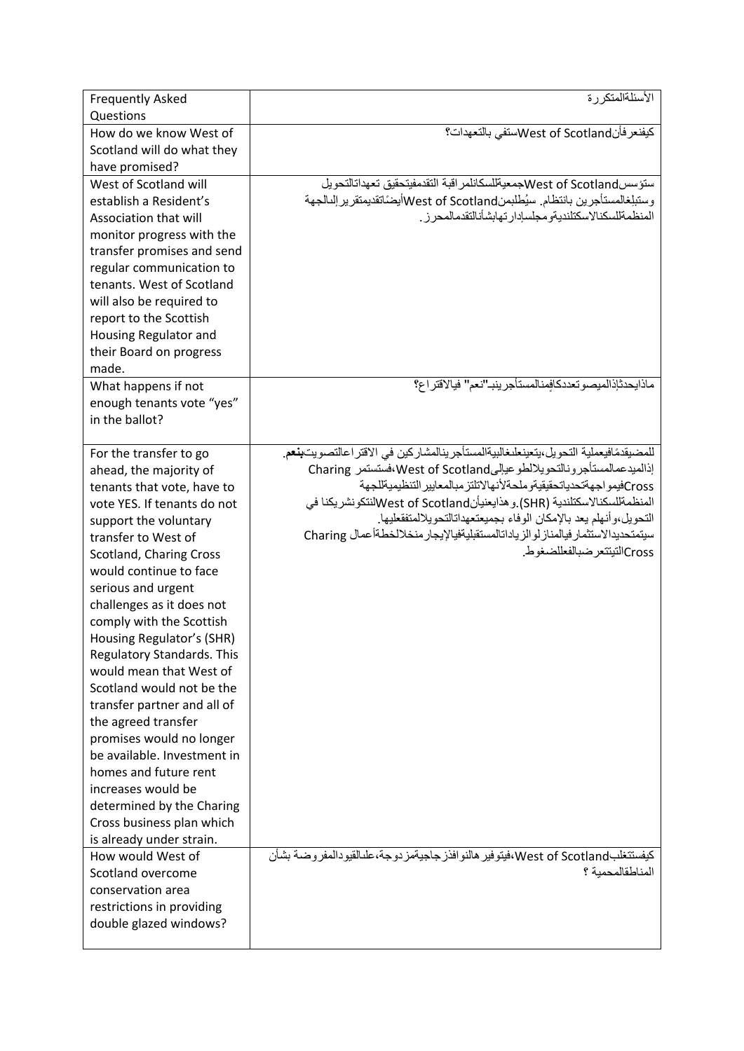| Frequently Asked Questions | الأسئلةالمتكررة |
| --- | --- |
| How do we know West of Scotland will do what they have promised? | كيفنعرفأنWest of Scotlandستفي بالتعهدات؟ |
| West of Scotland will establish a Resident's Association that will monitor progress with the transfer promises and send regular communication to tenants. West of Scotland will also be required to report to the Scottish Housing Regulator and their Board on progress made. | ستؤسسWest of Scotlandجمعيةللسكانلمراقبة التقدمفيتحقيق تعهداتالتحويل وستبلغالمستأجرين بانتظام. سيُطلبمنWest of Scotlandأيضًاتقديمتقريرإلىالجهة المنظمةللسكنالاسكتلنديةومجلسإدارتهابشأنالتقدمالمحرز. |
| What happens if not enough tenants vote "yes" in the ballot? | ماذايحدثإذالميصوتعددكافٍمنالمستأجرينبـ"نعم" فيالاقتراع؟ |
| For the transfer to go ahead, the majority of tenants that vote, have to vote YES. If tenants do not support the voluntary transfer to West of Scotland, Charing Cross would continue to face serious and urgent challenges as it does not comply with the Scottish Housing Regulator's (SHR) Regulatory Standards. This would mean that West of Scotland would not be the transfer partner and all of the agreed transfer promises would no longer be available. Investment in homes and future rent increases would be determined by the Charing Cross business plan which is already under strain. | للمضيقدمًافيعملية التحويل،يتعينعلىغالبيةالمستأجرينالمشاركين في الاقتراعالتصويت**بنعم**. إذالميدعمالمستأجرونالتحويلالطوعيإلىWest of Scotland،فستستمر Charing Crossفيمواجهةتحدياتحقيقيةوملحةلأنهالاتلتزمبالمعاييرالتنظيميةللجهة المنظمةللسكنالاسكتلندية (SHR).وهذايعنيأنWest of Scotlandلنتكونشريكنا في التحويل،وأنهلم يعد بالإمكان الوفاء بجميعتعهداتالتحويلالمتفقعليها. سيتمتحديدالاستثمارفيالمنازلوالزياداتالمستقبليةفيالإيجارمنخلالخطةأعمال Charing Crossالتيتتعرضبالفعللضغوط. |
| How would West of Scotland overcome conservation area restrictions in providing double glazed windows? | كيفستتغلبWest of Scotland،فيتوفيرهالنوافذزجاجيةمزدوجة،علىالقيودالمفروضة بشأن المناطقالمحمية ؟ |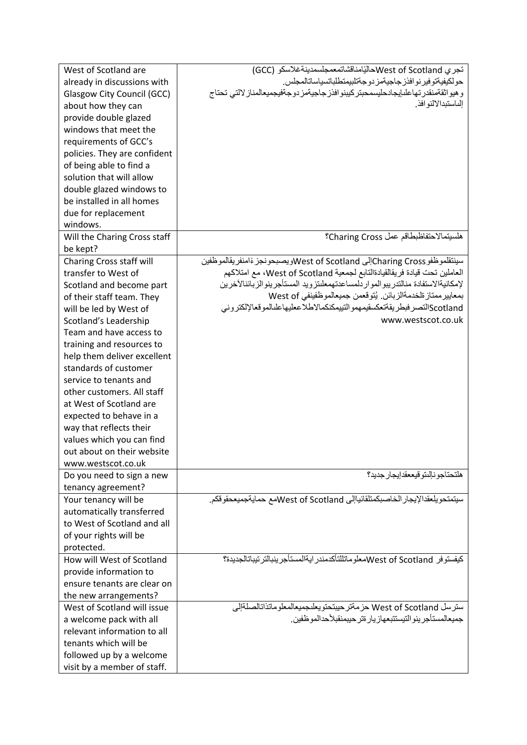| | |
|---|---|
| West of Scotland are already in discussions with Glasgow City Council (GCC) about how they can provide double glazed windows that meet the requirements of GCC's policies. They are confident of being able to find a solution that will allow double glazed windows to be installed in all homes due for replacement windows. | تجري West of Scotland حالياًمناقشاتمعمجلسمدينةغلاسكو (GCC) حولكيفيةتوفيرنوافذزجاجيةمزدوجةتلبيمتطلباتسياساتالمجلس. وهيواثقةمنقدرتهاعلىإيجادحليسمحبتركيبنوافذزجاجيةمزدوجةفيجميعالمنازلالتي تحتاج إلىاستبدالالنوافذ. |
| Will the Charing Cross staff be kept? | هلسيتمالاحتفاظبطاقم عمل Charing Cross؟ |
| Charing Cross staff will transfer to West of Scotland and become part of their staff team. They will be led by West of Scotland's Leadership Team and have access to training and resources to help them deliver excellent standards of customer service to tenants and other customers. All staff at West of Scotland are expected to behave in a way that reflects their values which you can find out about on their website www.westscot.co.uk | سينتقلموظفو Charing Cross إلى West of Scotland ويصبحونجزءًامنفريقالموظفين العاملين تحت قيادة فريقالقيادةالتابع لجمعية West of Scotland، مع امتلاكهم لإمكانيةالاستفادة منالتدريبوالمواردلمساعدتهمعلىتزويد المستأجرينوالزبائنالآخرين بمعاييرممتازةلخدمةالزبائن. يُتوقعمن جميعالموظفينفي West of Scotland التصرفبطريقةتعكسقيمهموالتييمكنكمالاطلاععليهاعلىالموقعالإلكتروني www.westscot.co.uk |
| Do you need to sign a new tenancy agreement? | هلتحتاجونالىتوقيععقدإيجارجديد؟ |
| Your tenancy will be automatically transferred to West of Scotland and all of your rights will be protected. | سيتمتحويلعقدالإيجارالخاصبكمتلقائياًإلى West of Scotland مع حمايةجميعحقوقكم. |
| How will West of Scotland provide information to ensure tenants are clear on the new arrangements? | كيفستوفر West of Scotland معلوماتللتأكدمندرايةالمستأجرينبالترتيباتالجديدة؟ |
| West of Scotland will issue a welcome pack with all relevant information to all tenants which will be followed up by a welcome visit by a member of staff. | سترسل West of Scotland حزمةترحيبتحتويعلىجميعالمعلوماتذاتالصلةإلى جميعالمستأجرينوالتيستتبعهازيارةترحيبمنقبلأحدالموظفين. |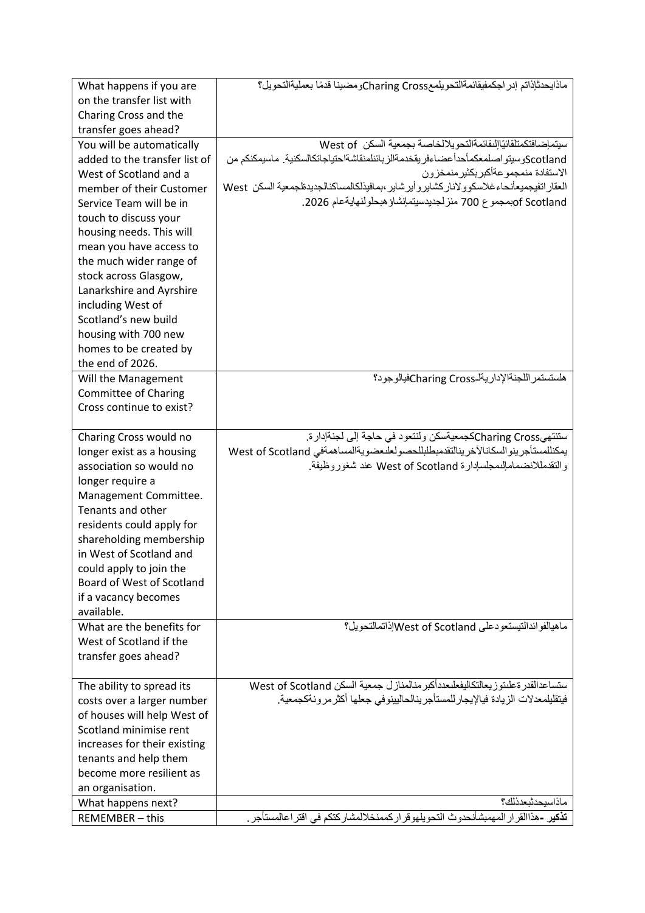| | |
|---|---|
| What happens if you are on the transfer list with Charing Cross and the transfer goes ahead? | ماذايحدثإذاتم إدراجكمفيقائمةالتحويلمعCharing Crossومضينا قدمًا بعمليةالتحويل؟ |
| You will be automatically added to the transfer list of West of Scotland and a member of their Customer Service Team will be in touch to discuss your housing needs. This will mean you have access to the much wider range of stock across Glasgow, Lanarkshire and Ayrshire including West of Scotland's new build housing with 700 new homes to be created by the end of 2026. | سيتمإضافتكمتلقائيًاإلىقائمةالتحويلالخاصة بجمعية السكن West of Scotlandوسيتواصلمعكمأحدأعضاءفريقخدمةالزبائنلمناقشةاحتياجاتكالسكنية. ماسيمكنكم من الاستفادة منمجموعةأكبربكثيرمنمخزون العقاراتفيجميعأنحاءغلاسكوولاناركشايروأيرشاير،بمافيذلكالمساكنالجديدةلجمعية السكن West of Scotlandبمجموع 700 منزلجديدسيتمإنشاؤهبحلولنهايةعام 2026. |
| Will the Management Committee of Charing Cross continue to exist? | هلستستمراللجنةالإداريةلـCharing Crossفيالوجود؟ |
| Charing Cross would no longer exist as a housing association so would no longer require a Management Committee. Tenants and other residents could apply for shareholding membership in West of Scotland and could apply to join the Board of West of Scotland if a vacancy becomes available. | ستنتهيCharing Crossكجمعيةسكن ولنتعود في حاجة إلى لجنةإدارة. يمكنللمستأجرينوالسكانالآخرينالتقدمبطلبللحصولعلىعضويةالمساهمةفي West of Scotland والتقدمللانضمامإلىمجلسإدارة West of Scotland عند شغوروظيفة. |
| What are the benefits for West of Scotland if the transfer goes ahead? | ماهيالفوائدالتيستعودعلى West of Scotlandإذاتمالتحويل؟ |
| The ability to spread its costs over a larger number of houses will help West of Scotland minimise rent increases for their existing tenants and help them become more resilient as an organisation. | ستساعدالقدرةعلىتوزيعالتكاليفعلىعددأكبرمنالمنازل جمعية السكن West of Scotland فيتقليلمعدلات الزيادة فيالإيجارللمستأجرينالحاليينوفي جعلها أكثرمرونةكجمعية. |
| What happens next? | ماذاسيحدثبعدذلك؟ |
| REMEMBER – this | **تذكير** -هذاالقرارالمهمبشأنحدوث التحويلهوقراركممنخلالمشاركتكم في اقتراعالمستأجر. |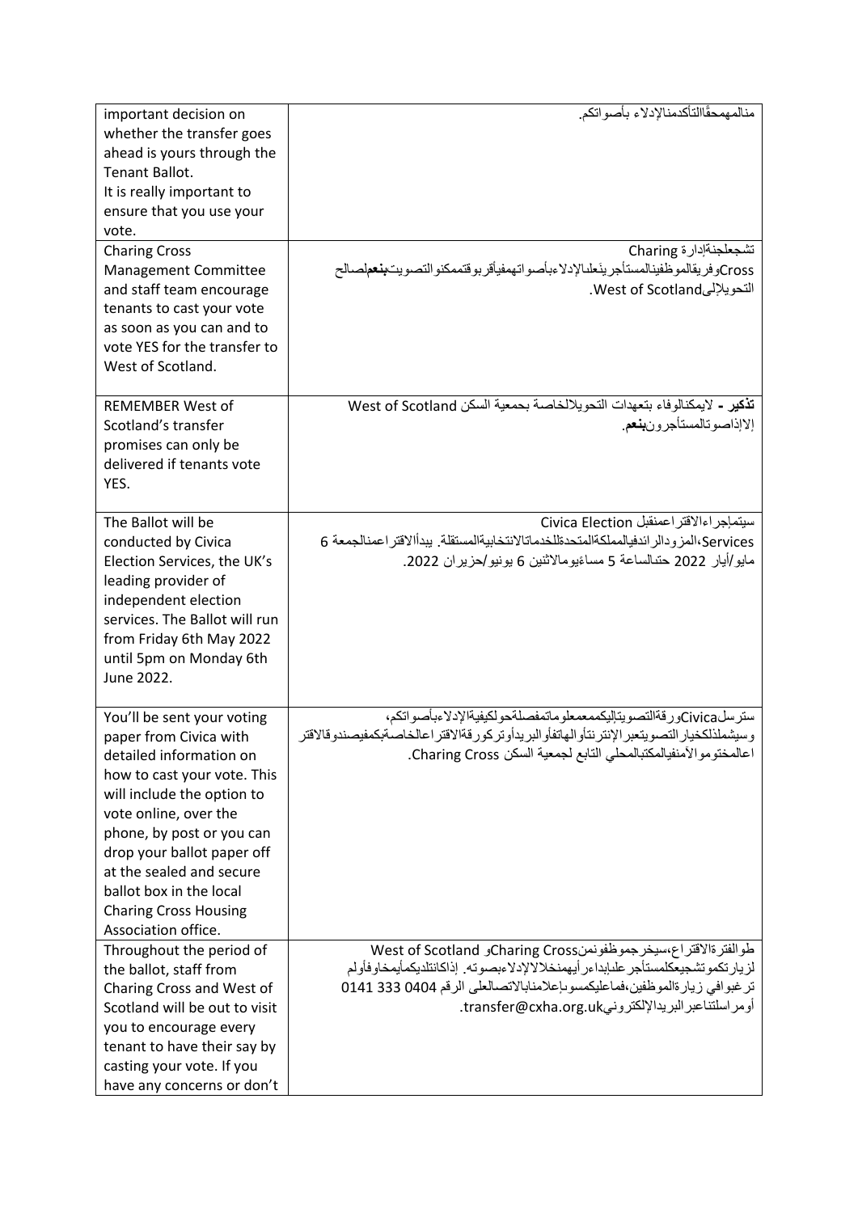| | |
|---|---|
| important decision on whether the transfer goes ahead is yours through the Tenant Ballot. It is really important to ensure that you use your vote. | منالمهمحقًاالتأكدمنالإدلاء بأصواتكم. |
| Charing Cross Management Committee and staff team encourage tenants to cast your vote as soon as you can and to vote YES for the transfer to West of Scotland. | تشجعلجنةإدارة Charing Crossوفريقالموظفينالمستأجرينعلىالإدلاءبأصواتهمفيأقربوقتممكنوالتصويت**بنعم**لصالح التحويلإلىWest of Scotland. |
| REMEMBER West of Scotland's transfer promises can only be delivered if tenants vote YES. | **تذكير -** لايمكنالوفاء بتعهدات التحويلالخاصة بجمعية السكن West of Scotland إلاإذاصوتالمستأجرون**بنعم**. |
| The Ballot will be conducted by Civica Election Services, the UK's leading provider of independent election services. The Ballot will run from Friday 6th May 2022 until 5pm on Monday 6th June 2022. | سيتمإجراءالاقتراعمنقبل Civica Election Services،المزودالرائدفيالمملكةالمتحدةللخدماتالانتخابيةالمستقلة. يبدأالاقتراعمنالجمعة 6 مايو/أيار 2022 حتىالساعة 5 مساءًيومالاثنين 6 يونيو/حزيران 2022. |
| You'll be sent your voting paper from Civica with detailed information on how to cast your vote. This will include the option to vote online, over the phone, by post or you can drop your ballot paper off at the sealed and secure ballot box in the local Charing Cross Housing Association office. | سترسلCivicaورقةالتصويتإليكممعمعلوماتمفصلةحولكيفيةالإدلاءبأصواتكم، وسيشملذلكخيارالتصويتعبرالإنترنتأوالهاتفأوالبريدأوتركورقةالاقتراعالخاصةبكمفيصندوقالاقتراعالمختوموالآمنفيالمكتبالمحلي التابع لجمعية السكن Charing Cross. |
| Throughout the period of the ballot, staff from Charing Cross and West of Scotland will be out to visit you to encourage every tenant to have their say by casting your vote. If you have any concerns or don't | طوالفترةالاقتراع،سيخرجموظفونمنCharing Crossو West of Scotland لزيارتكموتشجيعكلمستأجرعلىإبداءرأيهمنخلالالإدلاءبصوته. إذاكانتلديكمأيمخاوفأولم ترغبوافي زيارةالموظفين،فماعليكمسوىإعلامنابالاتصالعلى الرقم 0404 333 0141 أومراسلتناعبرالبريدالإلكترونيtransfer@cxha.org.uk. |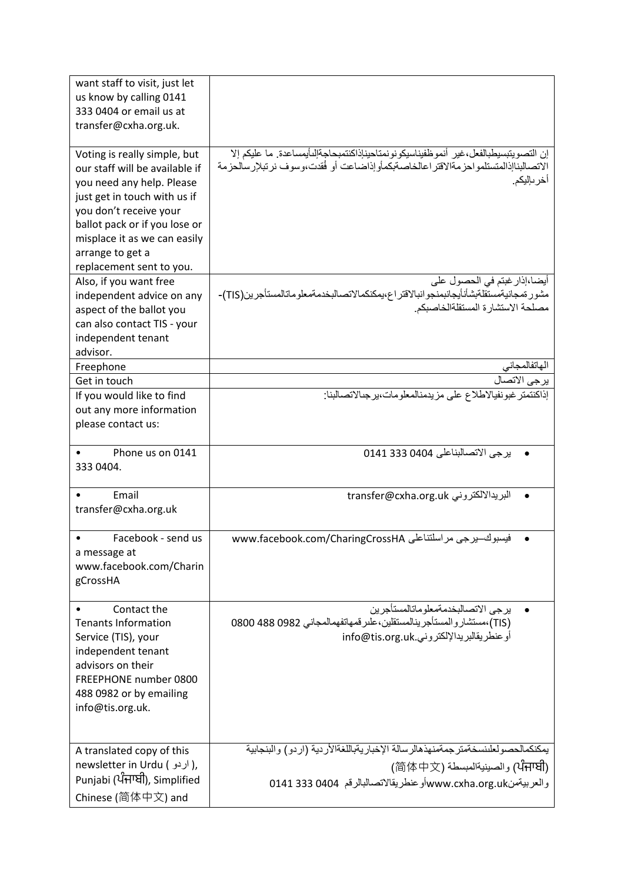| | |
|---|---|
| want staff to visit, just let us know by calling 0141 333 0404 or email us at transfer@cxha.org.uk. | |
| Voting is really simple, but our staff will be available if you need any help. Please just get in touch with us if you don't receive your ballot pack or if you lose or misplace it as we can easily arrange to get a replacement sent to you. | إن التصويتبسيطبالفعل،غير أنموظفيناسيكونونمتاحينإذاكنتمبحاجةإلىأيمساعدة. ما عليكم إلا الاتصالبناإذالمتستلمواحزمةالاقتراعالخاصةبكمأوإذاضاعت أو فُقدت،وسوف نرتبلإرسالحزمة أخرىإليكم. |
| Also, if you want free independent advice on any aspect of the ballot you can also contact TIS - your independent tenant advisor. | أيضا،إذارغبتم في الحصول على مشورةمجانيةمستقلةبشأنأيجانبمنجوانبالاقتراع،يمكنكمالاتصالبخدمةمعلوماتالمستأجرين(TIS)- مصلحة الاستشارة المستقلةالخاصةبكم. |
| Freephone | الهاتفالمجاني |
| Get in touch | يرجى الاتصال |
| If you would like to find out any more information please contact us: | إذاكنتمترغبونفيالاطلاع على مزيدمنالمعلومات،يرجىالاتصالبنا: |
| • Phone us on 0141 333 0404. | • يرجى الاتصالبناعلى 0404 333 0141 |
| • Email transfer@cxha.org.uk | • البريدالالكتروني transfer@cxha.org.uk |
| • Facebook - send us a message at www.facebook.com/CharingCrossHA | • فيسبوك–يرجى مراسلتناعلى www.facebook.com/CharingCrossHA |
| • Contact the Tenants Information Service (TIS), your independent tenant advisors on their FREEPHONE number 0800 488 0982 or by emailing info@tis.org.uk. | • يرجى الاتصالبخدمةمعلوماتالمستأجرين (TIS)،مستشاروالمستأجرينالمستقلين،علىرقمهاتفهمالمجاني 0982 488 0800 أوعنطريقالبريدالإلكتروني.info@tis.org.uk |
| A translated copy of this newsletter in Urdu ( اردو ), Punjabi (ਪੰਜਾਬੀ), Simplified Chinese (简体中文) and | يمكنكمالحصولعلىنسخةمترجمةمنهذهالرسالة الإخباريةباللغةالأردية (اردو) والبنجابية (ਪੰਜਾਬੀ) والصينيةالمبسطة (简体中文) والعربيةمنwww.cxha.org.ukأوعنطريقالاتصالبالرقم 0404 333 0141 |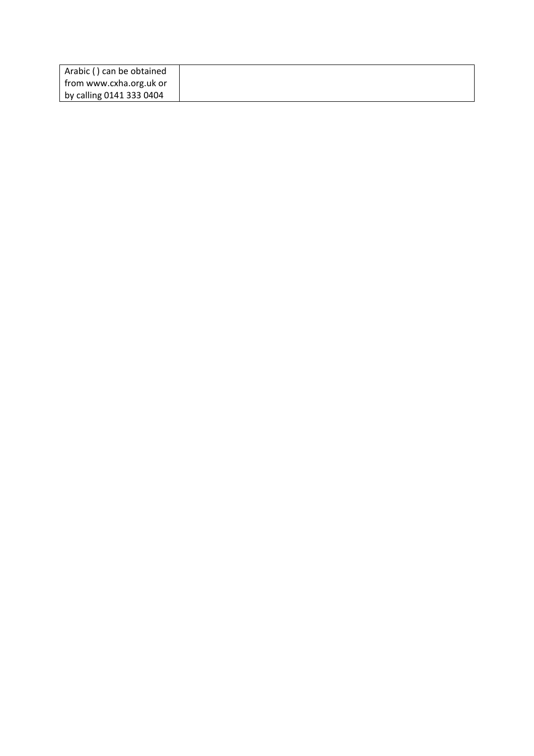| | |
|---|---|
| Arabic ( ) can be obtained from www.cxha.org.uk or by calling 0141 333 0404 | |